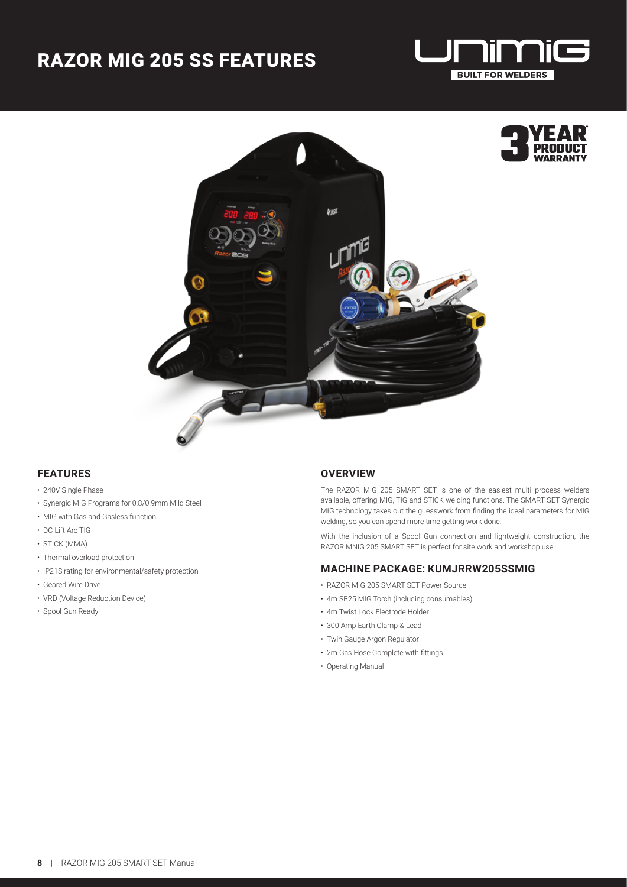# RAZOR MIG 205 SS FEATURES

## FEATURES

- 240V Single Phase
- Synergic MIG Programs for 0.8/0.9mm Mild Steel
- MIG with Gas and Gasless function
- DC Lift Arc TIG
- STICK (MMA)
- Thermal overload protection
- IP21S rating for environmental/safety protection
- Geared Wire Drive
- VRD (Voltage Reduction Device)
- Spool Gun Ready

## OVERVIEW

The RAZOR MIG 205 SMART SET is one of the easiest multi process welders available, offering MIG, TIG and STICK welding functions. The SMART SET Synergic MIG technology takes out the guesswork from finding the ideal parameters for MIG welding, so you can spend more time getting work done.

With the inclusion of a Spool Gun connection and lightweight construction, the RAZOR MNIG 205 SMART SET is perfect for site work and workshop use.

## MACHINE PACKAGE: KUMJRRW205SSMIG

- RAZOR MIG 205 SMART SET Power Source
- 4m SB25 MIG Torch (including consumables)
- 4m Twist Lock Electrode Holder
- 300 Amp Earth Clamp & Lead
- Twin Gauge Argon Regulator
- 2m Gas Hose Complete with fittings
- Operating Manual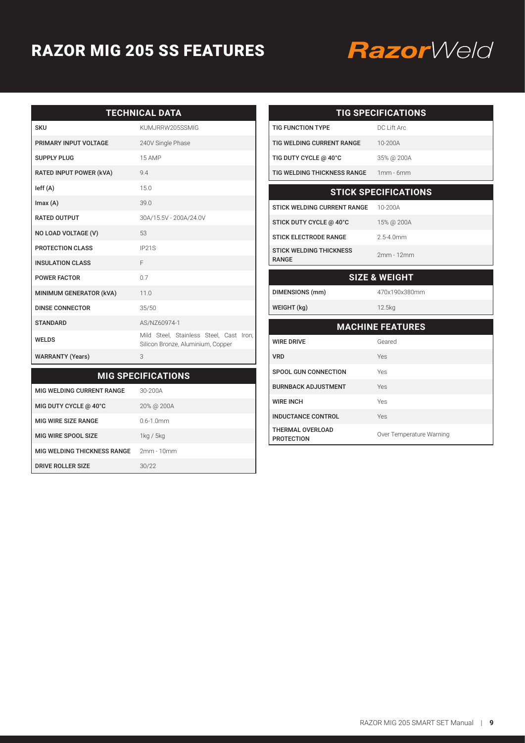# RAZOR MIG 205 SS FEATURES

RazorWeld

## TECHNICAL DATA

| | |
|---|---|
| SKU | KUMJRRW205SSMIG |
| PRIMARY INPUT VOLTAGE | 240V Single Phase |
| SUPPLY PLUG | 15 AMP |
| RATED INPUT POWER (kVA) | 9.4 |
| Ieff (A) | 15.0 |
| Imax (A) | 39.0 |
| RATED OUTPUT | 30A/15.5V - 200A/24.0V |
| NO LOAD VOLTAGE (V) | 53 |
| PROTECTION CLASS | IP21S |
| INSULATION CLASS | F |
| POWER FACTOR | 0.7 |
| MINIMUM GENERATOR (kVA) | 11.0 |
| DINSE CONNECTOR | 35/50 |
| STANDARD | AS/NZ60974-1 |
| WELDS | Mild Steel, Stainless Steel, Cast Iron, Silicon Bronze, Aluminium, Copper |
| WARRANTY (Years) | 3 |

## MIG SPECIFICATIONS

| | |
|---|---|
| MIG WELDING CURRENT RANGE | 30-200A |
| MIG DUTY CYCLE @ 40°C | 20% @ 200A |
| MIG WIRE SIZE RANGE | 0.6-1.0mm |
| MIG WIRE SPOOL SIZE | 1kg / 5kg |
| MIG WELDING THICKNESS RANGE | 2mm - 10mm |
| DRIVE ROLLER SIZE | 30/22 |

## TIG SPECIFICATIONS

| | |
|---|---|
| TIG FUNCTION TYPE | DC Lift Arc |
| TIG WELDING CURRENT RANGE | 10-200A |
| TIG DUTY CYCLE @ 40°C | 35% @ 200A |
| TIG WELDING THICKNESS RANGE | 1mm - 6mm |

## STICK SPECIFICATIONS

| | |
|---|---|
| STICK WELDING CURRENT RANGE | 10-200A |
| STICK DUTY CYCLE @ 40°C | 15% @ 200A |
| STICK ELECTRODE RANGE | 2.5-4.0mm |
| STICK WELDING THICKNESS RANGE | 2mm - 12mm |

## SIZE & WEIGHT

| | |
|---|---|
| DIMENSIONS (mm) | 470x190x380mm |
| WEIGHT (kg) | 12.5kg |

## MACHINE FEATURES

| | |
|---|---|
| WIRE DRIVE | Geared |
| VRD | Yes |
| SPOOL GUN CONNECTION | Yes |
| BURNBACK ADJUSTMENT | Yes |
| WIRE INCH | Yes |
| INDUCTANCE CONTROL | Yes |
| THERMAL OVERLOAD PROTECTION | Over Temperature Warning |